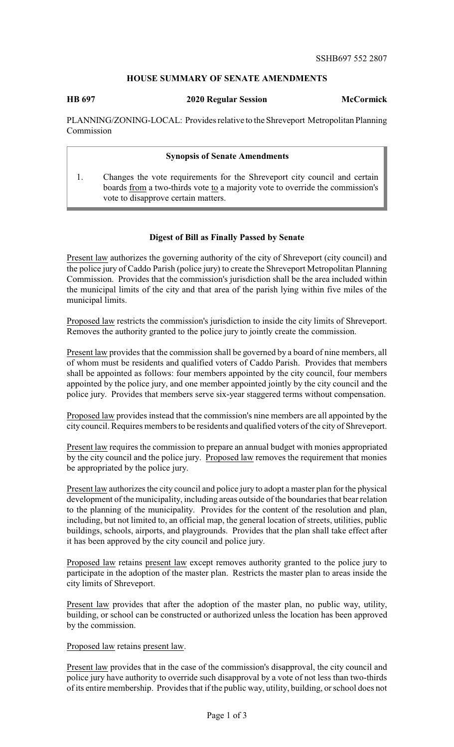SSHB697 552 2807

## HOUSE SUMMARY OF SENATE AMENDMENTS

**HB 697** **2020 Regular Session** **McCormick**

PLANNING/ZONING-LOCAL: Provides relative to the Shreveport Metropolitan Planning Commission

### Synopsis of Senate Amendments

1. Changes the vote requirements for the Shreveport city council and certain boards from a two-thirds vote to a majority vote to override the commission's vote to disapprove certain matters.

### Digest of Bill as Finally Passed by Senate

Present law authorizes the governing authority of the city of Shreveport (city council) and the police jury of Caddo Parish (police jury) to create the Shreveport Metropolitan Planning Commission. Provides that the commission's jurisdiction shall be the area included within the municipal limits of the city and that area of the parish lying within five miles of the municipal limits.

Proposed law restricts the commission's jurisdiction to inside the city limits of Shreveport. Removes the authority granted to the police jury to jointly create the commission.

Present law provides that the commission shall be governed by a board of nine members, all of whom must be residents and qualified voters of Caddo Parish. Provides that members shall be appointed as follows: four members appointed by the city council, four members appointed by the police jury, and one member appointed jointly by the city council and the police jury. Provides that members serve six-year staggered terms without compensation.

Proposed law provides instead that the commission's nine members are all appointed by the city council. Requires members to be residents and qualified voters of the city of Shreveport.

Present law requires the commission to prepare an annual budget with monies appropriated by the city council and the police jury. Proposed law removes the requirement that monies be appropriated by the police jury.

Present law authorizes the city council and police jury to adopt a master plan for the physical development of the municipality, including areas outside of the boundaries that bear relation to the planning of the municipality. Provides for the content of the resolution and plan, including, but not limited to, an official map, the general location of streets, utilities, public buildings, schools, airports, and playgrounds. Provides that the plan shall take effect after it has been approved by the city council and police jury.

Proposed law retains present law except removes authority granted to the police jury to participate in the adoption of the master plan. Restricts the master plan to areas inside the city limits of Shreveport.

Present law provides that after the adoption of the master plan, no public way, utility, building, or school can be constructed or authorized unless the location has been approved by the commission.

Proposed law retains present law.

Present law provides that in the case of the commission's disapproval, the city council and police jury have authority to override such disapproval by a vote of not less than two-thirds of its entire membership. Provides that if the public way, utility, building, or school does not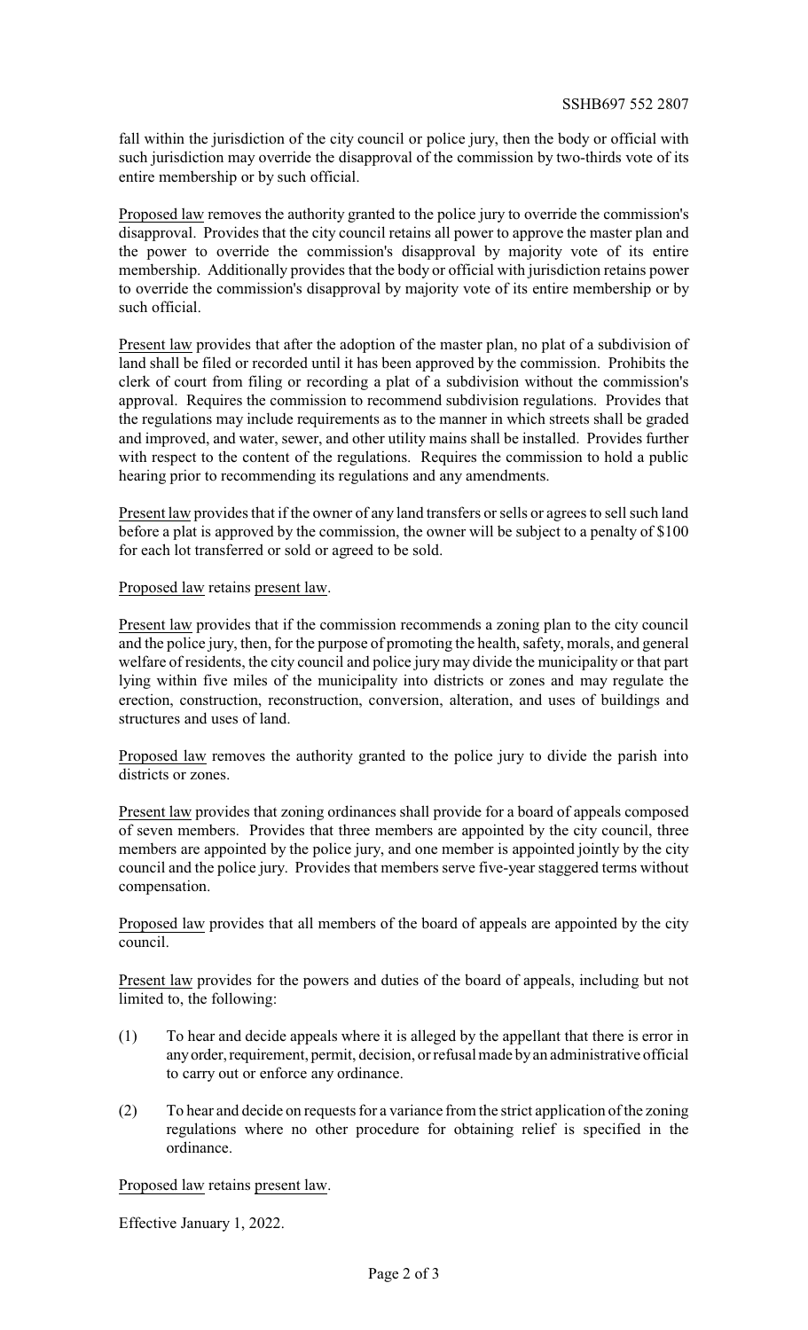fall within the jurisdiction of the city council or police jury, then the body or official with such jurisdiction may override the disapproval of the commission by two-thirds vote of its entire membership or by such official.

Proposed law removes the authority granted to the police jury to override the commission's disapproval. Provides that the city council retains all power to approve the master plan and the power to override the commission's disapproval by majority vote of its entire membership. Additionally provides that the body or official with jurisdiction retains power to override the commission's disapproval by majority vote of its entire membership or by such official.

Present law provides that after the adoption of the master plan, no plat of a subdivision of land shall be filed or recorded until it has been approved by the commission. Prohibits the clerk of court from filing or recording a plat of a subdivision without the commission's approval. Requires the commission to recommend subdivision regulations. Provides that the regulations may include requirements as to the manner in which streets shall be graded and improved, and water, sewer, and other utility mains shall be installed. Provides further with respect to the content of the regulations. Requires the commission to hold a public hearing prior to recommending its regulations and any amendments.

Present law provides that if the owner of any land transfers or sells or agrees to sell such land before a plat is approved by the commission, the owner will be subject to a penalty of $100 for each lot transferred or sold or agreed to be sold.

Proposed law retains present law.

Present law provides that if the commission recommends a zoning plan to the city council and the police jury, then, for the purpose of promoting the health, safety, morals, and general welfare of residents, the city council and police jury may divide the municipality or that part lying within five miles of the municipality into districts or zones and may regulate the erection, construction, reconstruction, conversion, alteration, and uses of buildings and structures and uses of land.

Proposed law removes the authority granted to the police jury to divide the parish into districts or zones.

Present law provides that zoning ordinances shall provide for a board of appeals composed of seven members. Provides that three members are appointed by the city council, three members are appointed by the police jury, and one member is appointed jointly by the city council and the police jury. Provides that members serve five-year staggered terms without compensation.

Proposed law provides that all members of the board of appeals are appointed by the city council.

Present law provides for the powers and duties of the board of appeals, including but not limited to, the following:

(1) To hear and decide appeals where it is alleged by the appellant that there is error in any order, requirement, permit, decision, or refusal made by an administrative official to carry out or enforce any ordinance.

(2) To hear and decide on requests for a variance from the strict application of the zoning regulations where no other procedure for obtaining relief is specified in the ordinance.

Proposed law retains present law.

Effective January 1, 2022.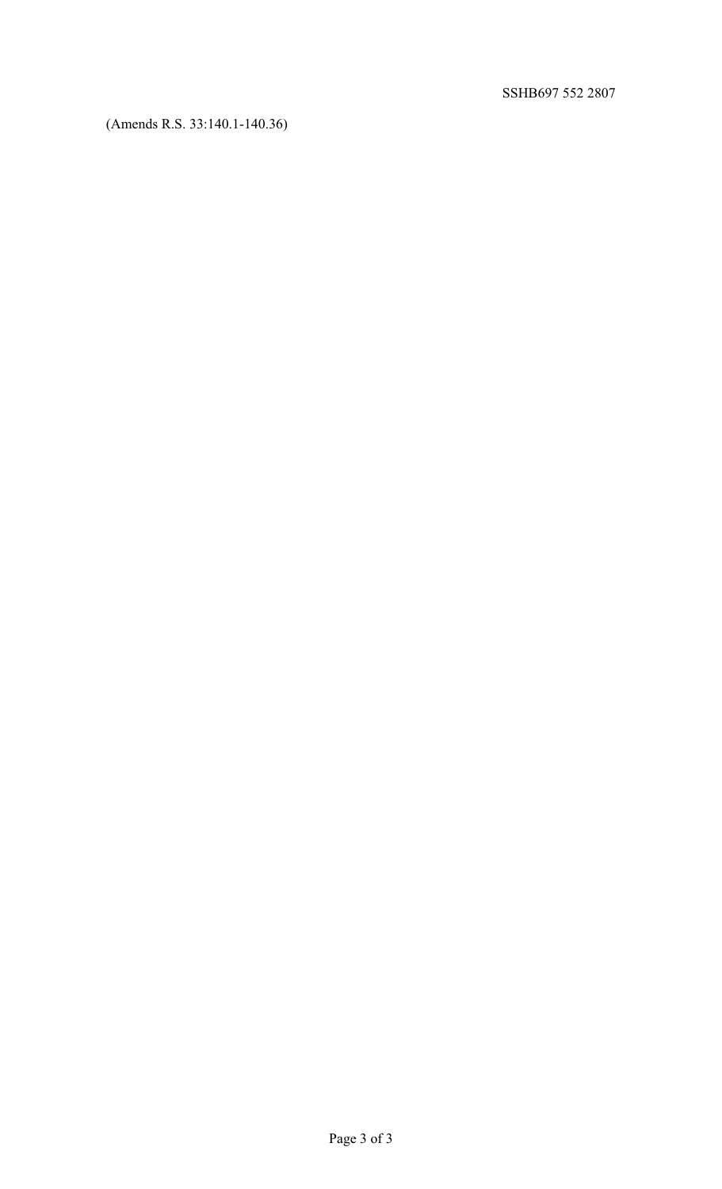(Amends R.S. 33:140.1-140.36)